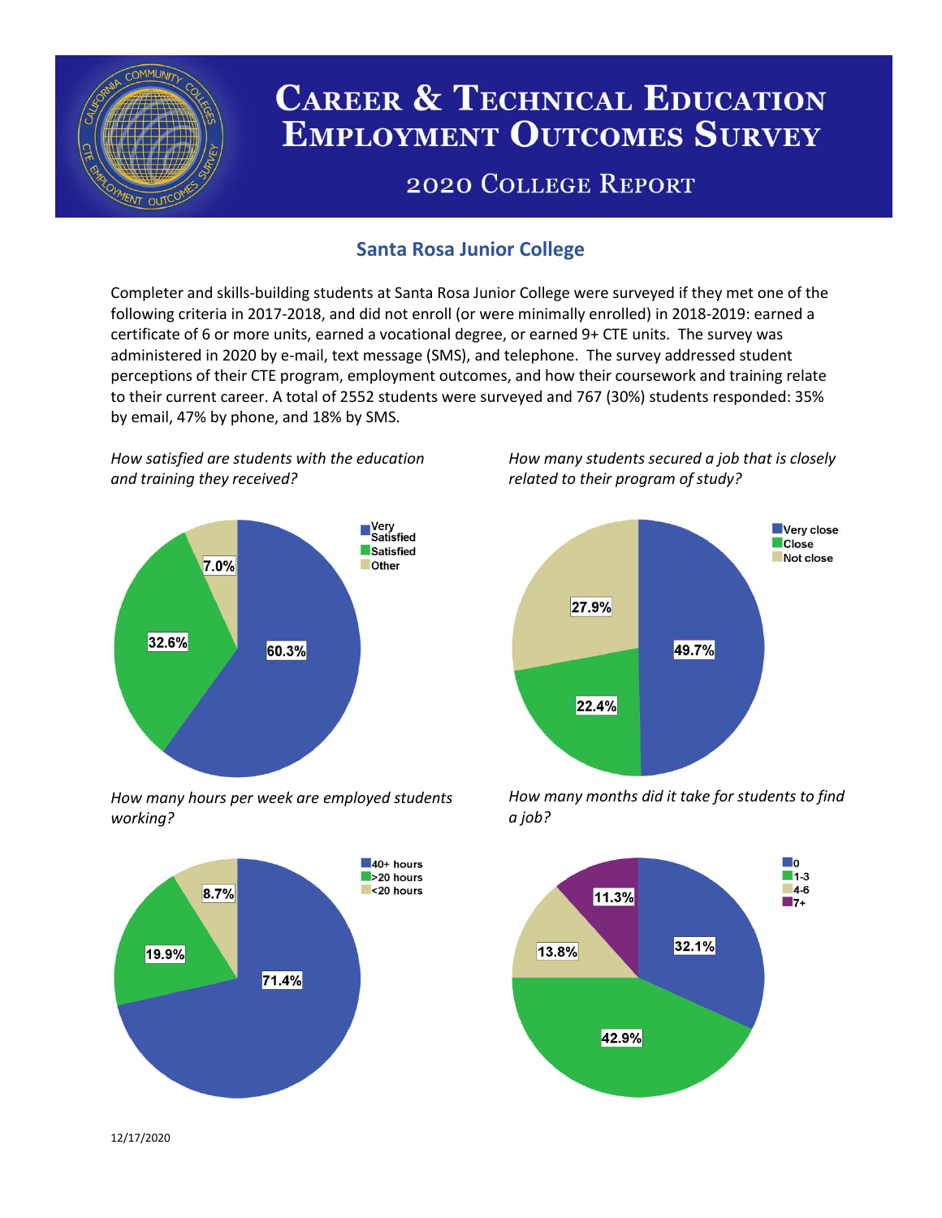# Career & Technical Education Employment Outcomes Survey

## 2020 College Report

### Santa Rosa Junior College

Completer and skills-building students at Santa Rosa Junior College were surveyed if they met one of the following criteria in 2017-2018, and did not enroll (or were minimally enrolled) in 2018-2019: earned a certificate of 6 or more units, earned a vocational degree, or earned 9+ CTE units. The survey was administered in 2020 by e-mail, text message (SMS), and telephone. The survey addressed student perceptions of their CTE program, employment outcomes, and how their coursework and training relate to their current career. A total of 2552 students were surveyed and 767 (30%) students responded: 35% by email, 47% by phone, and 18% by SMS.

*How satisfied are students with the education and training they received?*

| Response | Percent |
|---|---|
| Very Satisfied | 60.3% |
| Satisfied | 32.6% |
| Other | 7.0% |

*How many students secured a job that is closely related to their program of study?*

| Response | Percent |
|---|---|
| Very close | 49.7% |
| Close | 22.4% |
| Not close | 27.9% |

*How many hours per week are employed students working?*

| Response | Percent |
|---|---|
| 40+ hours | 71.4% |
| >20 hours | 19.9% |
| <20 hours | 8.7% |

*How many months did it take for students to find a job?*

| Months | Percent |
|---|---|
| 0 | 32.1% |
| 1-3 | 42.9% |
| 4-6 | 13.8% |
| 7+ | 11.3% |

12/17/2020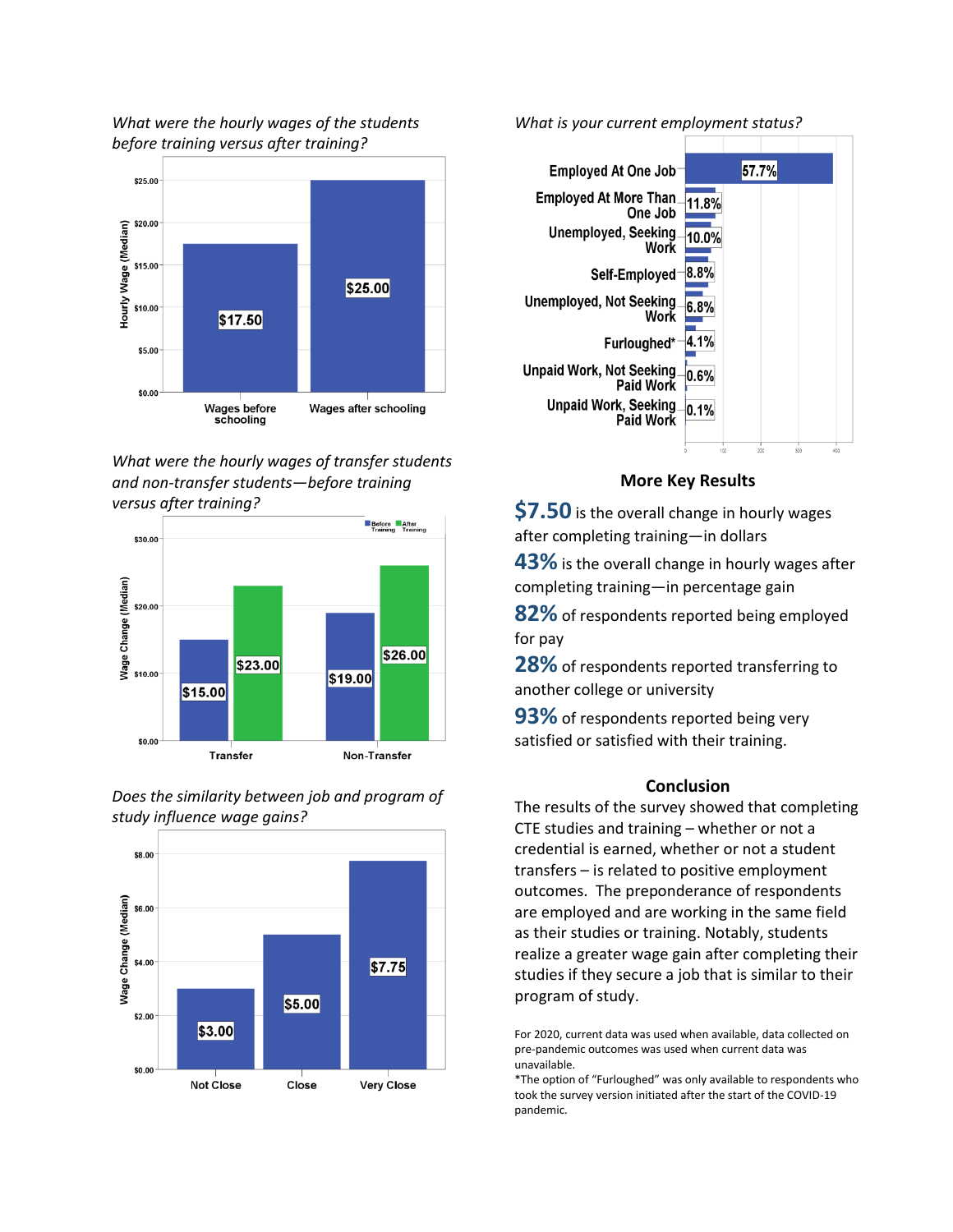*What were the hourly wages of the students before training versus after training?*

Hourly Wage (Median)

$25.00
$20.00
$15.00
$10.00
$5.00
$0.00

$17.50
$25.00

Wages before schooling
Wages after schooling

*What were the hourly wages of transfer students and non-transfer students—before training versus after training?*

Before Training
After Training

Wage Change (Median)

$30.00
$20.00
$10.00
$0.00

$15.00
$23.00
$19.00
$26.00

Transfer
Non-Transfer

*Does the similarity between job and program of study influence wage gains?*

Wage Change (Median)

$8.00
$6.00
$4.00
$2.00
$0.00

$3.00
$5.00
$7.75

Not Close
Close
Very Close

*What is your current employment status?*

Employed At One Job 57.7%
Employed At More Than One Job 11.8%
Unemployed, Seeking Work 10.0%
Self-Employed 8.8%
Unemployed, Not Seeking Work 6.8%
Furloughed* 4.1%
Unpaid Work, Not Seeking Paid Work 0.6%
Unpaid Work, Seeking Paid Work 0.1%

0
100
200
300
400

## More Key Results

**$7.50** is the overall change in hourly wages after completing training—in dollars

**43%** is the overall change in hourly wages after completing training—in percentage gain

**82%** of respondents reported being employed for pay

**28%** of respondents reported transferring to another college or university

**93%** of respondents reported being very satisfied or satisfied with their training.

## Conclusion

The results of the survey showed that completing CTE studies and training – whether or not a credential is earned, whether or not a student transfers – is related to positive employment outcomes. The preponderance of respondents are employed and are working in the same field as their studies or training. Notably, students realize a greater wage gain after completing their studies if they secure a job that is similar to their program of study.

For 2020, current data was used when available, data collected on pre-pandemic outcomes was used when current data was unavailable.

*The option of "Furloughed" was only available to respondents who took the survey version initiated after the start of the COVID-19 pandemic.